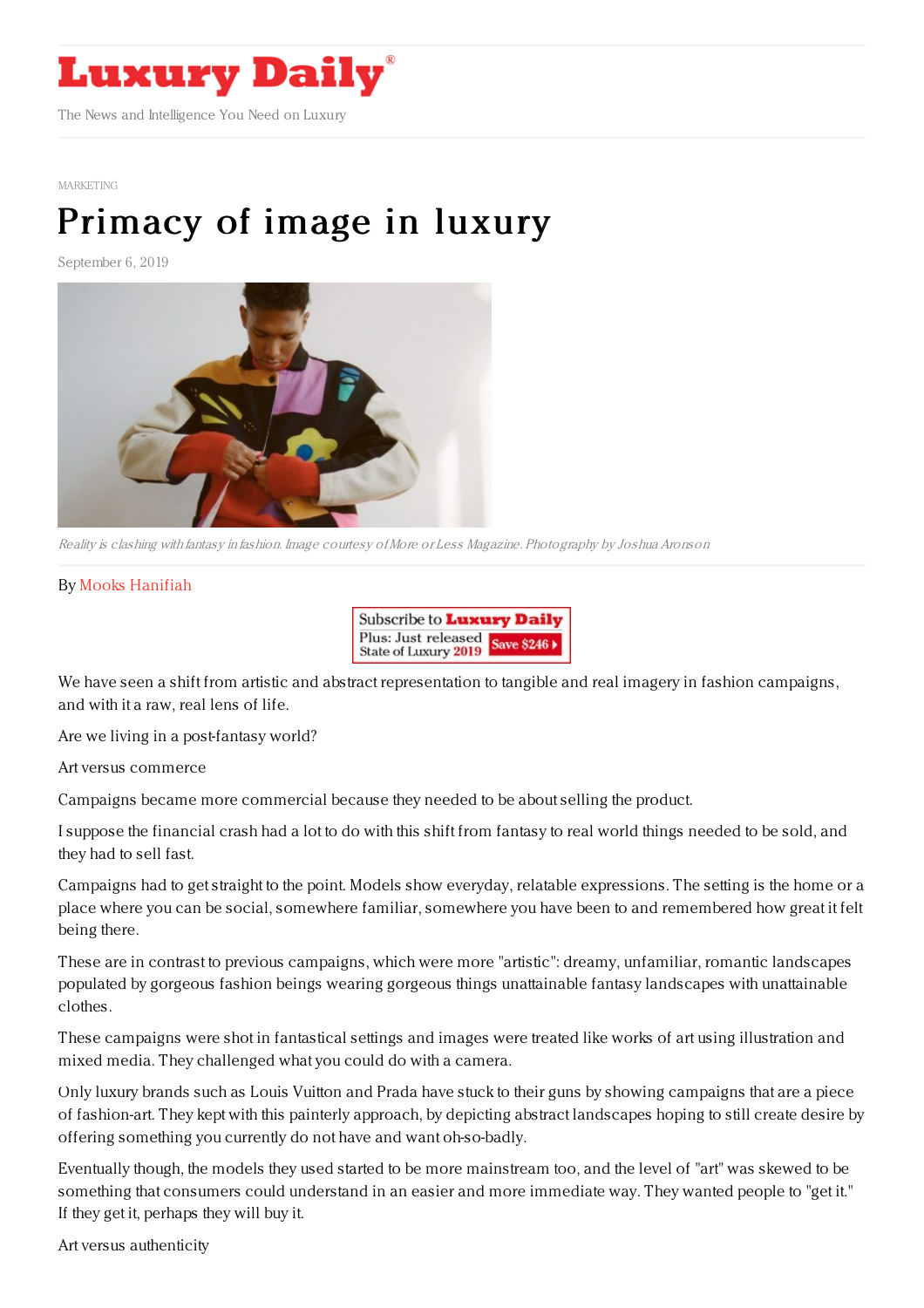# Luxury Daily

The News and Intelligence You Need on Luxury

MARKETING

# Primacy of image in luxury

September 6, 2019

*Reality is clashing with fantasy in fashion. Image courtesy of More or Less Magazine. Photography by Joshua Aronson*

By Mooks Hanifiah

We have seen a shift from artistic and abstract representation to tangible and real imagery in fashion campaigns, and with it a raw, real lens of life.

Are we living in a post-fantasy world?

Art versus commerce

Campaigns became more commercial because they needed to be about selling the product.

I suppose the financial crash had a lot to do with this shift from fantasy to real world things needed to be sold, and they had to sell fast.

Campaigns had to get straight to the point. Models show everyday, relatable expressions. The setting is the home or a place where you can be social, somewhere familiar, somewhere you have been to and remembered how great it felt being there.

These are in contrast to previous campaigns, which were more "artistic": dreamy, unfamiliar, romantic landscapes populated by gorgeous fashion beings wearing gorgeous things unattainable fantasy landscapes with unattainable clothes.

These campaigns were shot in fantastical settings and images were treated like works of art using illustration and mixed media. They challenged what you could do with a camera.

Only luxury brands such as Louis Vuitton and Prada have stuck to their guns by showing campaigns that are a piece of fashion-art. They kept with this painterly approach, by depicting abstract landscapes hoping to still create desire by offering something you currently do not have and want oh-so-badly.

Eventually though, the models they used started to be more mainstream too, and the level of "art" was skewed to be something that consumers could understand in an easier and more immediate way. They wanted people to "get it." If they get it, perhaps they will buy it.

Art versus authenticity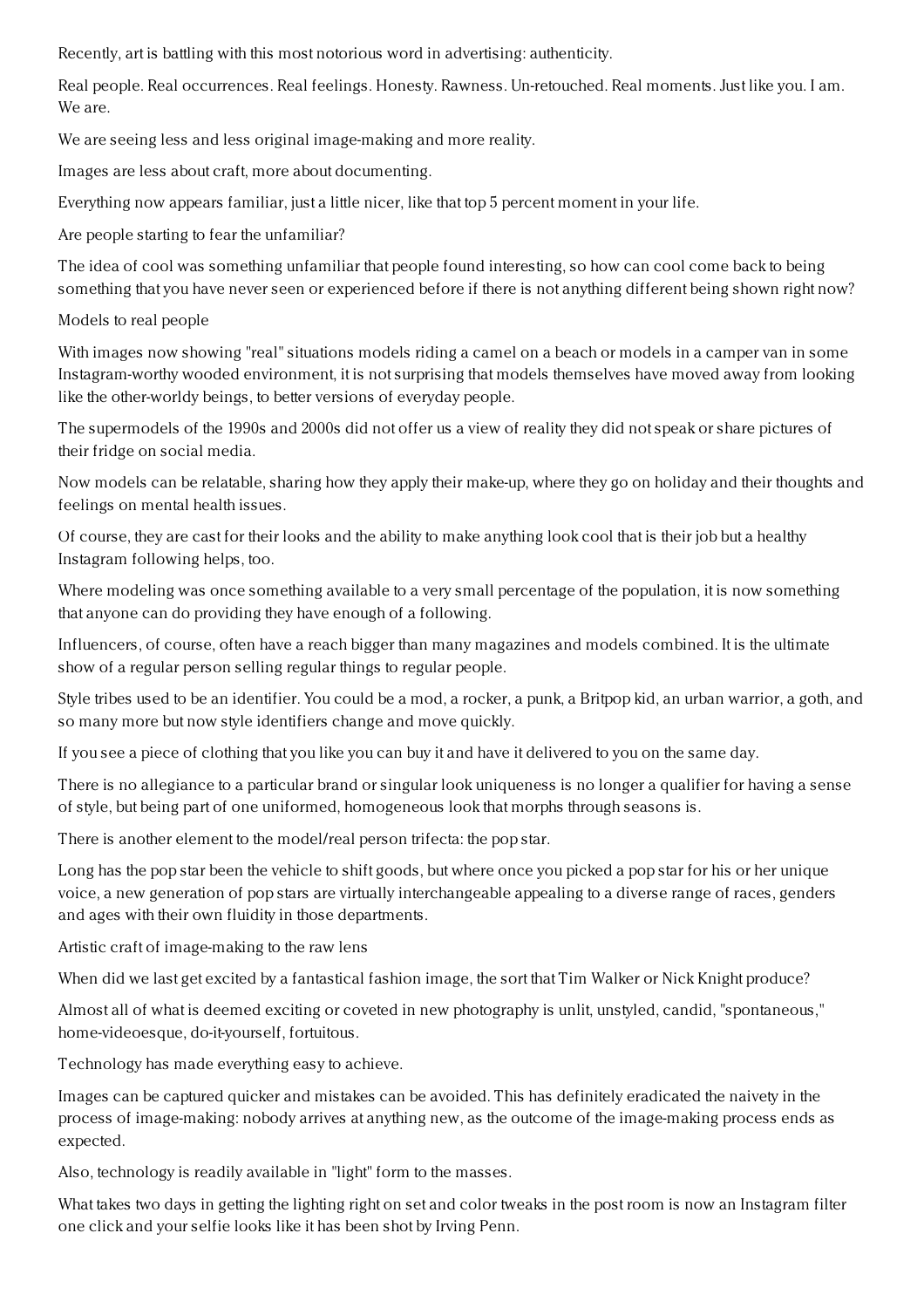Recently, art is battling with this most notorious word in advertising: authenticity.

Real people. Real occurrences. Real feelings. Honesty. Rawness. Un-retouched. Real moments. Just like you. I am. We are.

We are seeing less and less original image-making and more reality.

Images are less about craft, more about documenting.

Everything now appears familiar, just a little nicer, like that top 5 percent moment in your life.

Are people starting to fear the unfamiliar?

The idea of cool was something unfamiliar that people found interesting, so how can cool come back to being something that you have never seen or experienced before if there is not anything different being shown right now?

## Models to real people

With images now showing "real" situations models riding a camel on a beach or models in a camper van in some Instagram-worthy wooded environment, it is not surprising that models themselves have moved away from looking like the other-worldy beings, to better versions of everyday people.

The supermodels of the 1990s and 2000s did not offer us a view of reality they did not speak or share pictures of their fridge on social media.

Now models can be relatable, sharing how they apply their make-up, where they go on holiday and their thoughts and feelings on mental health issues.

Of course, they are cast for their looks and the ability to make anything look cool that is their job but a healthy Instagram following helps, too.

Where modeling was once something available to a very small percentage of the population, it is now something that anyone can do providing they have enough of a following.

Influencers, of course, often have a reach bigger than many magazines and models combined. It is the ultimate show of a regular person selling regular things to regular people.

Style tribes used to be an identifier. You could be a mod, a rocker, a punk, a Britpop kid, an urban warrior, a goth, and so many more but now style identifiers change and move quickly.

If you see a piece of clothing that you like you can buy it and have it delivered to you on the same day.

There is no allegiance to a particular brand or singular look uniqueness is no longer a qualifier for having a sense of style, but being part of one uniformed, homogeneous look that morphs through seasons is.

There is another element to the model/real person trifecta: the pop star.

Long has the pop star been the vehicle to shift goods, but where once you picked a pop star for his or her unique voice, a new generation of pop stars are virtually interchangeable appealing to a diverse range of races, genders and ages with their own fluidity in those departments.

## Artistic craft of image-making to the raw lens

When did we last get excited by a fantastical fashion image, the sort that Tim Walker or Nick Knight produce?

Almost all of what is deemed exciting or coveted in new photography is unlit, unstyled, candid, "spontaneous," home-videoesque, do-it-yourself, fortuitous.

Technology has made everything easy to achieve.

Images can be captured quicker and mistakes can be avoided. This has definitely eradicated the naivety in the process of image-making: nobody arrives at anything new, as the outcome of the image-making process ends as expected.

Also, technology is readily available in "light" form to the masses.

What takes two days in getting the lighting right on set and color tweaks in the post room is now an Instagram filter one click and your selfie looks like it has been shot by Irving Penn.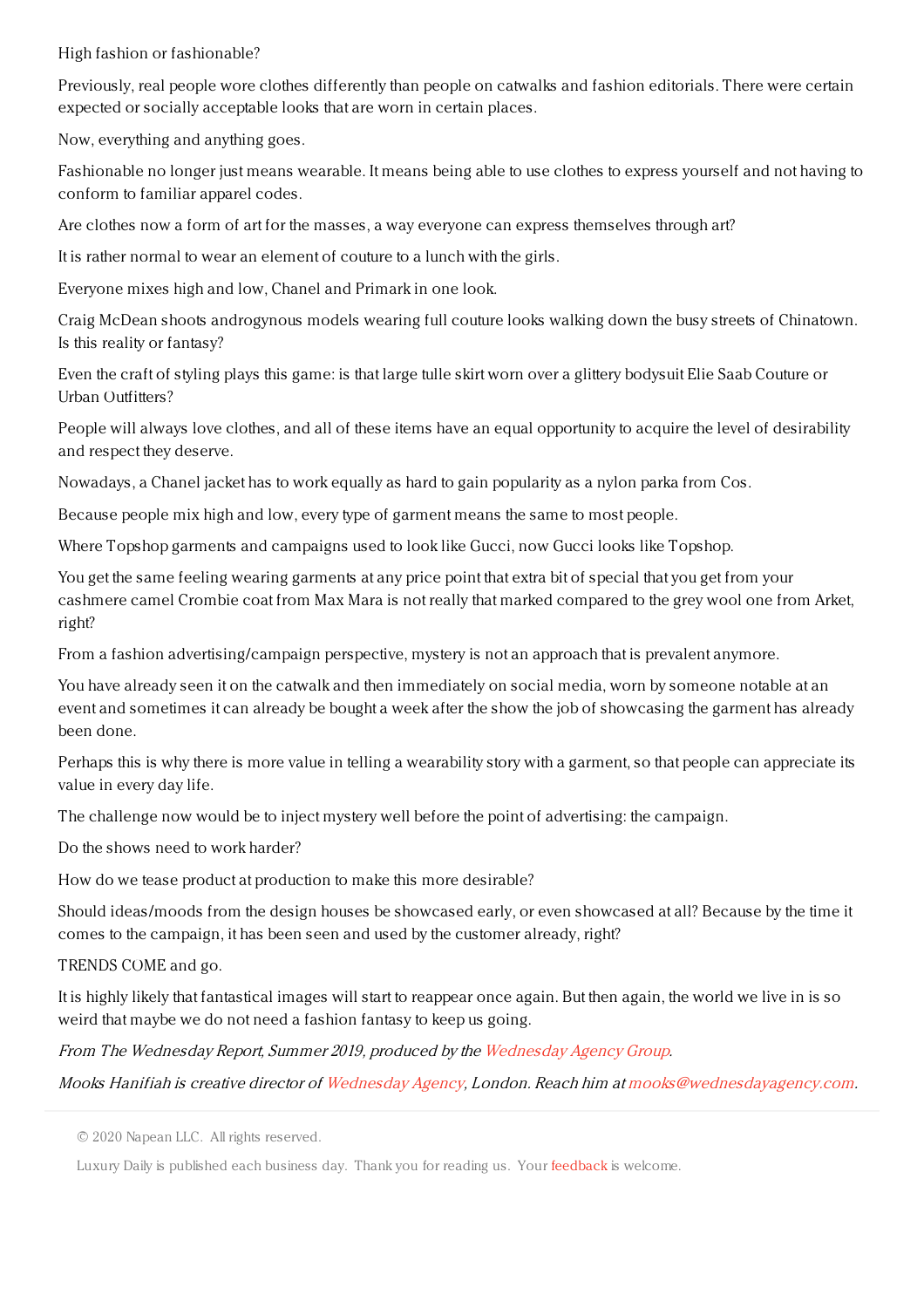High fashion or fashionable?

Previously, real people wore clothes differently than people on catwalks and fashion editorials. There were certain expected or socially acceptable looks that are worn in certain places.

Now, everything and anything goes.

Fashionable no longer just means wearable. It means being able to use clothes to express yourself and not having to conform to familiar apparel codes.

Are clothes now a form of art for the masses, a way everyone can express themselves through art?

It is rather normal to wear an element of couture to a lunch with the girls.

Everyone mixes high and low, Chanel and Primark in one look.

Craig McDean shoots androgynous models wearing full couture looks walking down the busy streets of Chinatown. Is this reality or fantasy?

Even the craft of styling plays this game: is that large tulle skirt worn over a glittery bodysuit Elie Saab Couture or Urban Outfitters?

People will always love clothes, and all of these items have an equal opportunity to acquire the level of desirability and respect they deserve.

Nowadays, a Chanel jacket has to work equally as hard to gain popularity as a nylon parka from Cos.

Because people mix high and low, every type of garment means the same to most people.

Where Topshop garments and campaigns used to look like Gucci, now Gucci looks like Topshop.

You get the same feeling wearing garments at any price point that extra bit of special that you get from your cashmere camel Crombie coat from Max Mara is not really that marked compared to the grey wool one from Arket, right?

From a fashion advertising/campaign perspective, mystery is not an approach that is prevalent anymore.

You have already seen it on the catwalk and then immediately on social media, worn by someone notable at an event and sometimes it can already be bought a week after the show the job of showcasing the garment has already been done.

Perhaps this is why there is more value in telling a wearability story with a garment, so that people can appreciate its value in every day life.

The challenge now would be to inject mystery well before the point of advertising: the campaign.

Do the shows need to work harder?

How do we tease product at production to make this more desirable?

Should ideas/moods from the design houses be showcased early, or even showcased at all? Because by the time it comes to the campaign, it has been seen and used by the customer already, right?

TRENDS COME and go.

It is highly likely that fantastical images will start to reappear once again. But then again, the world we live in is so weird that maybe we do not need a fashion fantasy to keep us going.

*From The Wednesday Report, Summer 2019, produced by the Wednesday Agency Group.*

*Mooks Hanifiah is creative director of Wednesday Agency, London. Reach him at mooks@wednesdayagency.com.*

© 2020 Napean LLC. All rights reserved.

Luxury Daily is published each business day. Thank you for reading us. Your feedback is welcome.